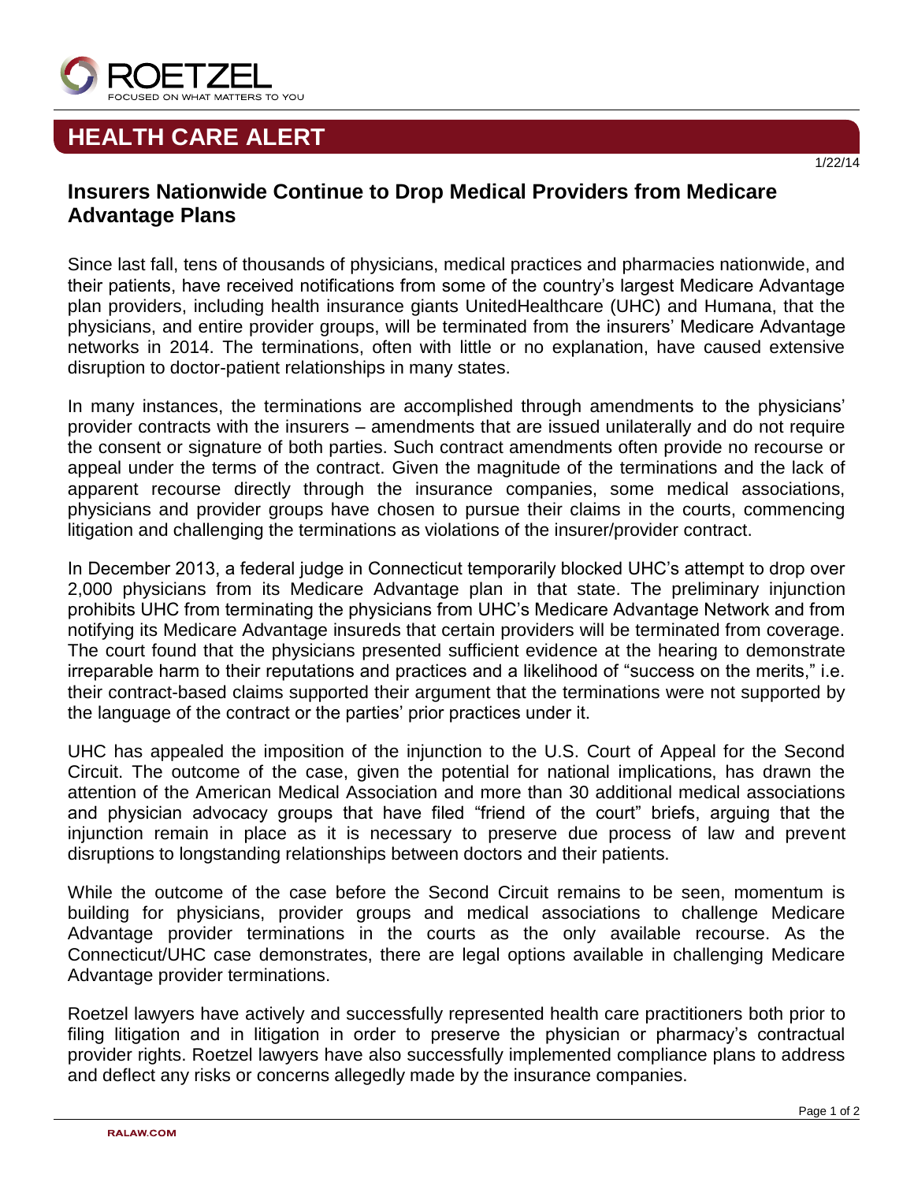ROETZEL

FOCUSED ON WHAT MATTERS TO YOU

# HEALTH CARE ALERT

1/22/14

## Insurers Nationwide Continue to Drop Medical Providers from Medicare Advantage Plans

Since last fall, tens of thousands of physicians, medical practices and pharmacies nationwide, and their patients, have received notifications from some of the country's largest Medicare Advantage plan providers, including health insurance giants UnitedHealthcare (UHC) and Humana, that the physicians, and entire provider groups, will be terminated from the insurers' Medicare Advantage networks in 2014. The terminations, often with little or no explanation, have caused extensive disruption to doctor-patient relationships in many states.

In many instances, the terminations are accomplished through amendments to the physicians' provider contracts with the insurers – amendments that are issued unilaterally and do not require the consent or signature of both parties. Such contract amendments often provide no recourse or appeal under the terms of the contract. Given the magnitude of the terminations and the lack of apparent recourse directly through the insurance companies, some medical associations, physicians and provider groups have chosen to pursue their claims in the courts, commencing litigation and challenging the terminations as violations of the insurer/provider contract.

In December 2013, a federal judge in Connecticut temporarily blocked UHC's attempt to drop over 2,000 physicians from its Medicare Advantage plan in that state. The preliminary injunction prohibits UHC from terminating the physicians from UHC's Medicare Advantage Network and from notifying its Medicare Advantage insureds that certain providers will be terminated from coverage. The court found that the physicians presented sufficient evidence at the hearing to demonstrate irreparable harm to their reputations and practices and a likelihood of "success on the merits," i.e. their contract-based claims supported their argument that the terminations were not supported by the language of the contract or the parties' prior practices under it.

UHC has appealed the imposition of the injunction to the U.S. Court of Appeal for the Second Circuit. The outcome of the case, given the potential for national implications, has drawn the attention of the American Medical Association and more than 30 additional medical associations and physician advocacy groups that have filed "friend of the court" briefs, arguing that the injunction remain in place as it is necessary to preserve due process of law and prevent disruptions to longstanding relationships between doctors and their patients.

While the outcome of the case before the Second Circuit remains to be seen, momentum is building for physicians, provider groups and medical associations to challenge Medicare Advantage provider terminations in the courts as the only available recourse. As the Connecticut/UHC case demonstrates, there are legal options available in challenging Medicare Advantage provider terminations.

Roetzel lawyers have actively and successfully represented health care practitioners both prior to filing litigation and in litigation in order to preserve the physician or pharmacy's contractual provider rights. Roetzel lawyers have also successfully implemented compliance plans to address and deflect any risks or concerns allegedly made by the insurance companies.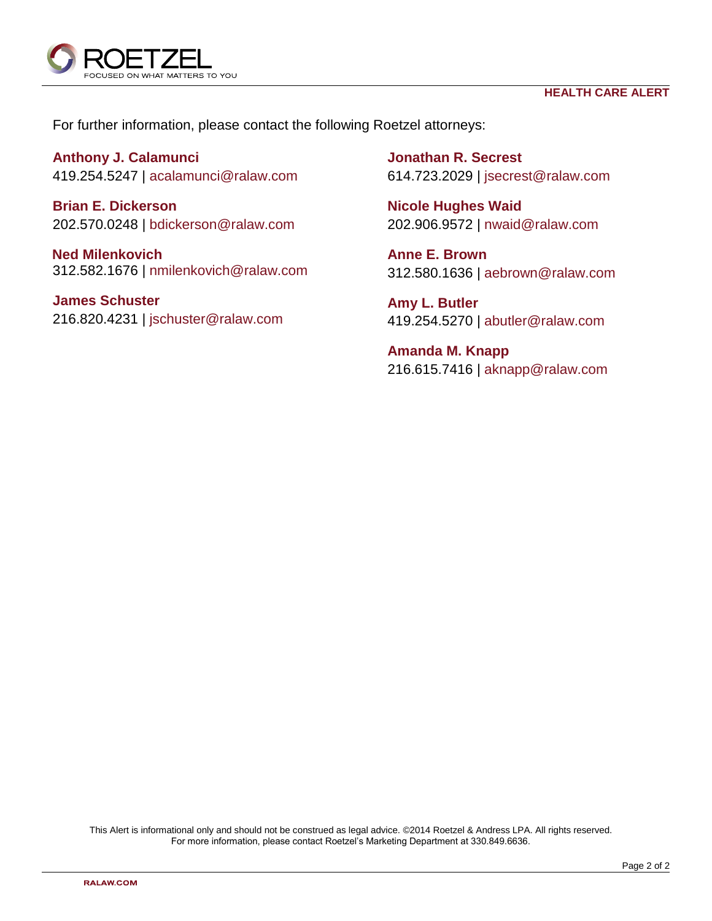For further information, please contact the following Roetzel attorneys:

**Anthony J. Calamunci**
419.254.5247 | acalamunci@ralaw.com

**Brian E. Dickerson**
202.570.0248 | bdickerson@ralaw.com

**Ned Milenkovich**
312.582.1676 | nmilenkovich@ralaw.com

**James Schuster**
216.820.4231 | jschuster@ralaw.com

**Jonathan R. Secrest**
614.723.2029 | jsecrest@ralaw.com

**Nicole Hughes Waid**
202.906.9572 | nwaid@ralaw.com

**Anne E. Brown**
312.580.1636 | aebrown@ralaw.com

**Amy L. Butler**
419.254.5270 | abutler@ralaw.com

**Amanda M. Knapp**
216.615.7416 | aknapp@ralaw.com

This Alert is informational only and should not be construed as legal advice. ©2014 Roetzel & Andress LPA. All rights reserved.
For more information, please contact Roetzel's Marketing Department at 330.849.6636.